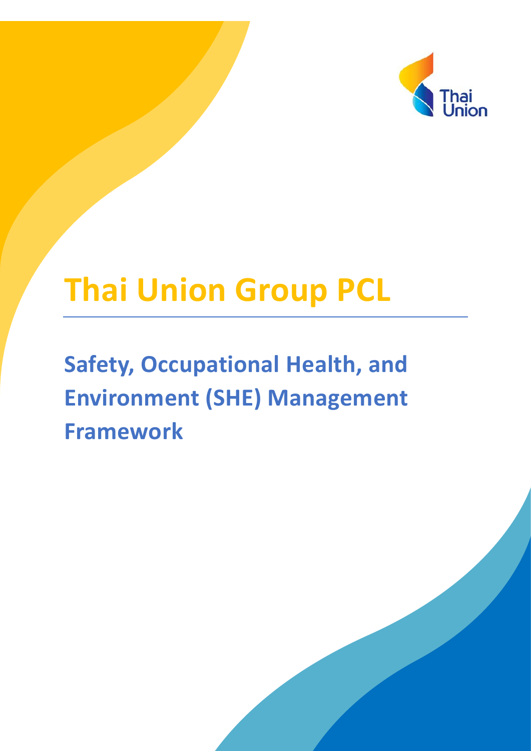# Thai Union Group PCL

## Safety, Occupational Health, and Environment (SHE) Management Framework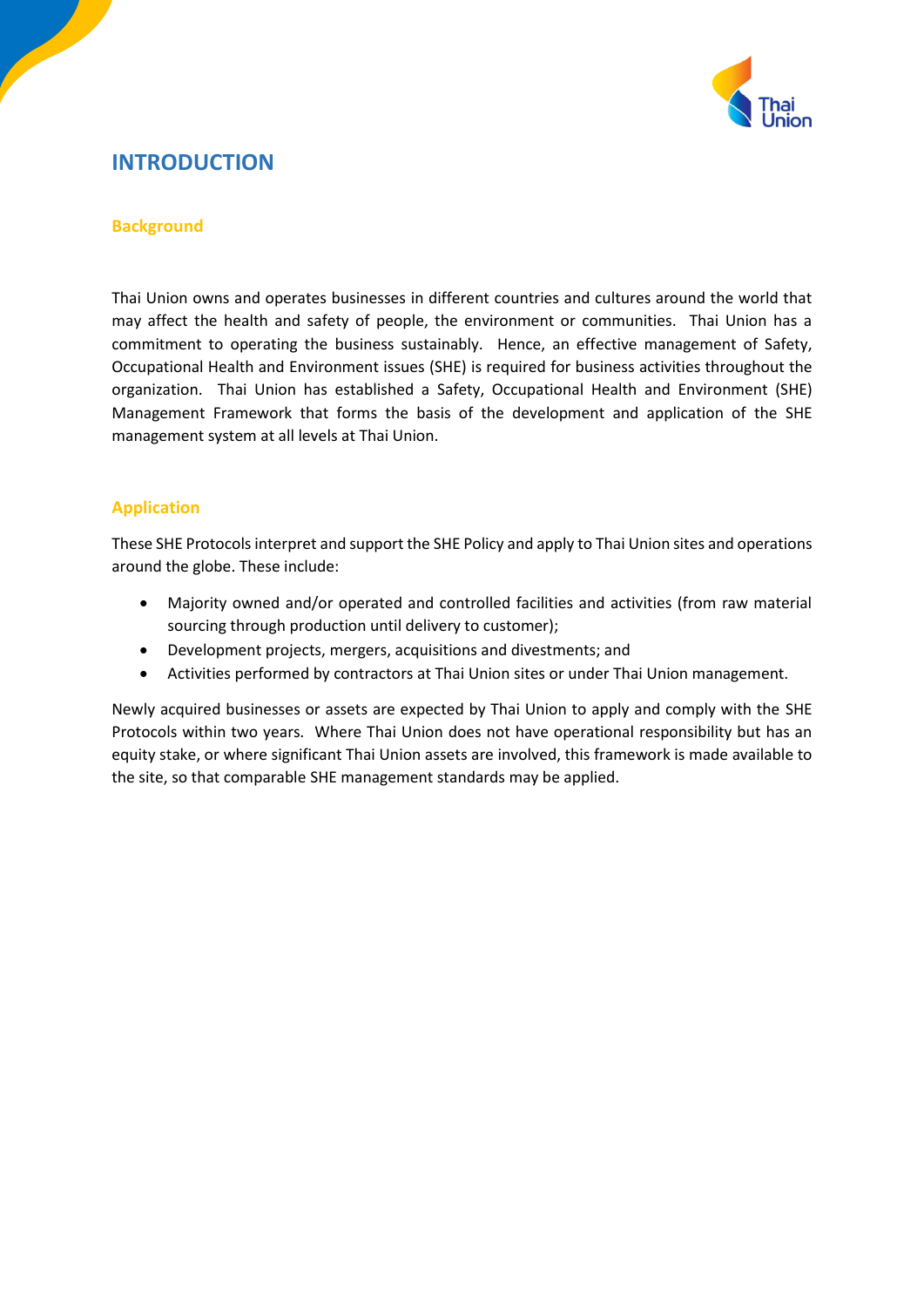# INTRODUCTION

## Background

Thai Union owns and operates businesses in different countries and cultures around the world that may affect the health and safety of people, the environment or communities. Thai Union has a commitment to operating the business sustainably. Hence, an effective management of Safety, Occupational Health and Environment issues (SHE) is required for business activities throughout the organization. Thai Union has established a Safety, Occupational Health and Environment (SHE) Management Framework that forms the basis of the development and application of the SHE management system at all levels at Thai Union.

## Application

These SHE Protocols interpret and support the SHE Policy and apply to Thai Union sites and operations around the globe. These include:

- Majority owned and/or operated and controlled facilities and activities (from raw material sourcing through production until delivery to customer);
- Development projects, mergers, acquisitions and divestments; and
- Activities performed by contractors at Thai Union sites or under Thai Union management.

Newly acquired businesses or assets are expected by Thai Union to apply and comply with the SHE Protocols within two years. Where Thai Union does not have operational responsibility but has an equity stake, or where significant Thai Union assets are involved, this framework is made available to the site, so that comparable SHE management standards may be applied.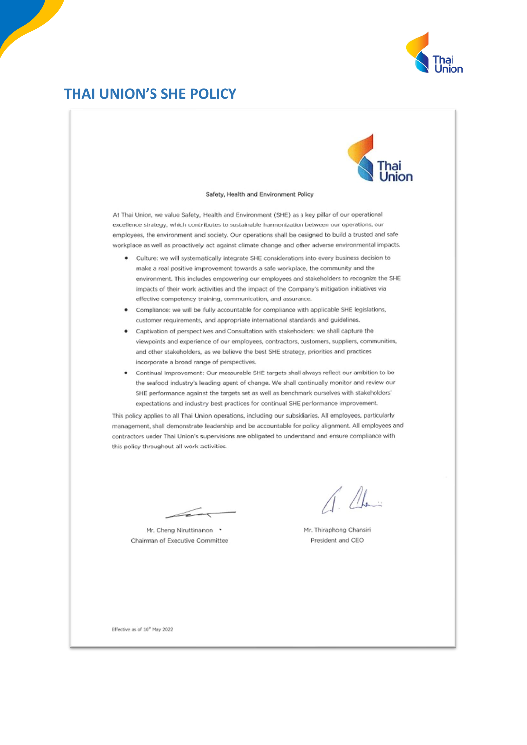# THAI UNION'S SHE POLICY

Safety, Health and Environment Policy

At Thai Union, we value Safety, Health and Environment (SHE) as a key pillar of our operational excellence strategy, which contributes to sustainable harmonization between our operations, our employees, the environment and society. Our operations shall be designed to build a trusted and safe workplace as well as proactively act against climate change and other adverse environmental impacts.

- Culture: we will systematically integrate SHE considerations into every business decision to make a real positive improvement towards a safe workplace, the community and the environment. This includes empowering our employees and stakeholders to recognize the SHE impacts of their work activities and the impact of the Company's mitigation initiatives via effective competency training, communication, and assurance.
- Compliance: we will be fully accountable for compliance with applicable SHE legislations, customer requirements, and appropriate international standards and guidelines.
- Captivation of perspectives and Consultation with stakeholders: we shall capture the viewpoints and experience of our employees, contractors, customers, suppliers, communities, and other stakeholders, as we believe the best SHE strategy, priorities and practices incorporate a broad range of perspectives.
- Continual Improvement: Our measurable SHE targets shall always reflect our ambition to be the seafood industry's leading agent of change. We shall continually monitor and review our SHE performance against the targets set as well as benchmark ourselves with stakeholders' expectations and industry best practices for continual SHE performance improvement.

This policy applies to all Thai Union operations, including our subsidiaries. All employees, particularly management, shall demonstrate leadership and be accountable for policy alignment. All employees and contractors under Thai Union's supervisions are obligated to understand and ensure compliance with this policy throughout all work activities.

Mr. Cheng Niruttinanon
Chairman of Executive Committee

Mr. Thiraphong Chansiri
President and CEO

Effective as of 10th May 2022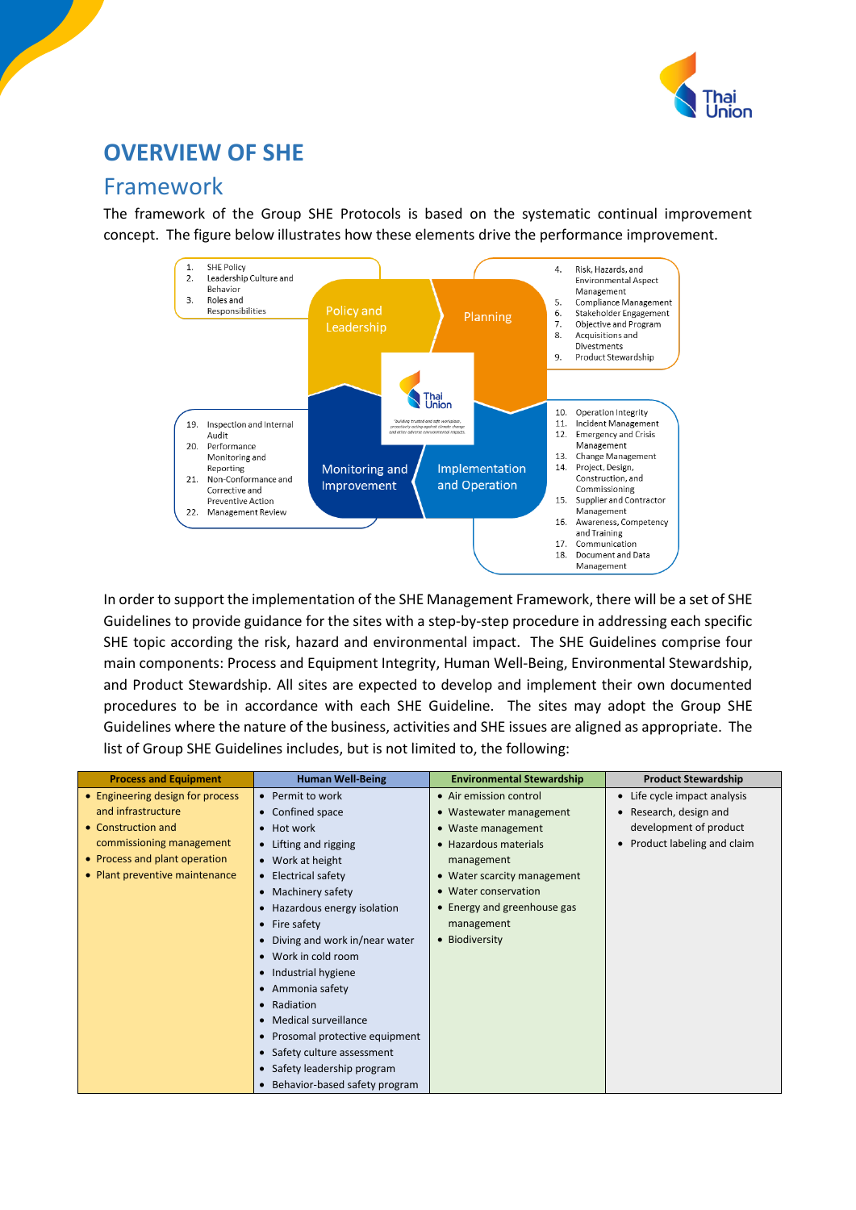# OVERVIEW OF SHE

## Framework

The framework of the Group SHE Protocols is based on the systematic continual improvement concept. The figure below illustrates how these elements drive the performance improvement.

**Policy and Leadership**
1. SHE Policy
2. Leadership Culture and Behavior
3. Roles and Responsibilities

**Planning**
4. Risk, Hazards, and Environmental Aspect Management
5. Compliance Management
6. Stakeholder Engagement
7. Objective and Program
8. Acquisitions and Divestments
9. Product Stewardship

**Implementation and Operation**
10. Operation Integrity
11. Incident Management
12. Emergency and Crisis Management
13. Change Management
14. Project, Design, Construction, and Commissioning
15. Supplier and Contractor Management
16. Awareness, Competency and Training
17. Communication
18. Document and Data Management

**Monitoring and Improvement**
19. Inspection and Internal Audit
20. Performance Monitoring and Reporting
21. Non-Conformance and Corrective and Preventive Action
22. Management Review

In order to support the implementation of the SHE Management Framework, there will be a set of SHE Guidelines to provide guidance for the sites with a step-by-step procedure in addressing each specific SHE topic according the risk, hazard and environmental impact. The SHE Guidelines comprise four main components: Process and Equipment Integrity, Human Well-Being, Environmental Stewardship, and Product Stewardship. All sites are expected to develop and implement their own documented procedures to be in accordance with each SHE Guideline. The sites may adopt the Group SHE Guidelines where the nature of the business, activities and SHE issues are aligned as appropriate. The list of Group SHE Guidelines includes, but is not limited to, the following:

| Process and Equipment | Human Well-Being | Environmental Stewardship | Product Stewardship |
|---|---|---|---|
| • Engineering design for process and infrastructure<br>• Construction and commissioning management<br>• Process and plant operation<br>• Plant preventive maintenance | • Permit to work<br>• Confined space<br>• Hot work<br>• Lifting and rigging<br>• Work at height<br>• Electrical safety<br>• Machinery safety<br>• Hazardous energy isolation<br>• Fire safety<br>• Diving and work in/near water<br>• Work in cold room<br>• Industrial hygiene<br>• Ammonia safety<br>• Radiation<br>• Medical surveillance<br>• Prosomal protective equipment<br>• Safety culture assessment<br>• Safety leadership program<br>• Behavior-based safety program | • Air emission control<br>• Wastewater management<br>• Waste management<br>• Hazardous materials management<br>• Water scarcity management<br>• Water conservation<br>• Energy and greenhouse gas management<br>• Biodiversity | • Life cycle impact analysis<br>• Research, design and development of product<br>• Product labeling and claim |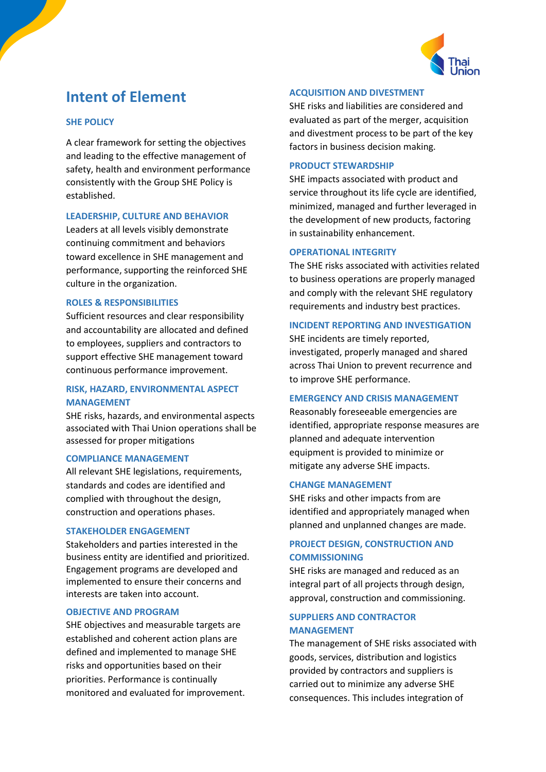## Intent of Element

### SHE POLICY

A clear framework for setting the objectives and leading to the effective management of safety, health and environment performance consistently with the Group SHE Policy is established.

### LEADERSHIP, CULTURE AND BEHAVIOR

Leaders at all levels visibly demonstrate continuing commitment and behaviors toward excellence in SHE management and performance, supporting the reinforced SHE culture in the organization.

### ROLES & RESPONSIBILITIES

Sufficient resources and clear responsibility and accountability are allocated and defined to employees, suppliers and contractors to support effective SHE management toward continuous performance improvement.

### RISK, HAZARD, ENVIRONMENTAL ASPECT MANAGEMENT

SHE risks, hazards, and environmental aspects associated with Thai Union operations shall be assessed for proper mitigations

### COMPLIANCE MANAGEMENT

All relevant SHE legislations, requirements, standards and codes are identified and complied with throughout the design, construction and operations phases.

### STAKEHOLDER ENGAGEMENT

Stakeholders and parties interested in the business entity are identified and prioritized. Engagement programs are developed and implemented to ensure their concerns and interests are taken into account.

### OBJECTIVE AND PROGRAM

SHE objectives and measurable targets are established and coherent action plans are defined and implemented to manage SHE risks and opportunities based on their priorities. Performance is continually monitored and evaluated for improvement.

### ACQUISITION AND DIVESTMENT

SHE risks and liabilities are considered and evaluated as part of the merger, acquisition and divestment process to be part of the key factors in business decision making.

### PRODUCT STEWARDSHIP

SHE impacts associated with product and service throughout its life cycle are identified, minimized, managed and further leveraged in the development of new products, factoring in sustainability enhancement.

### OPERATIONAL INTEGRITY

The SHE risks associated with activities related to business operations are properly managed and comply with the relevant SHE regulatory requirements and industry best practices.

### INCIDENT REPORTING AND INVESTIGATION

SHE incidents are timely reported, investigated, properly managed and shared across Thai Union to prevent recurrence and to improve SHE performance.

### EMERGENCY AND CRISIS MANAGEMENT

Reasonably foreseeable emergencies are identified, appropriate response measures are planned and adequate intervention equipment is provided to minimize or mitigate any adverse SHE impacts.

### CHANGE MANAGEMENT

SHE risks and other impacts from are identified and appropriately managed when planned and unplanned changes are made.

### PROJECT DESIGN, CONSTRUCTION AND COMMISSIONING

SHE risks are managed and reduced as an integral part of all projects through design, approval, construction and commissioning.

### SUPPLIERS AND CONTRACTOR MANAGEMENT

The management of SHE risks associated with goods, services, distribution and logistics provided by contractors and suppliers is carried out to minimize any adverse SHE consequences. This includes integration of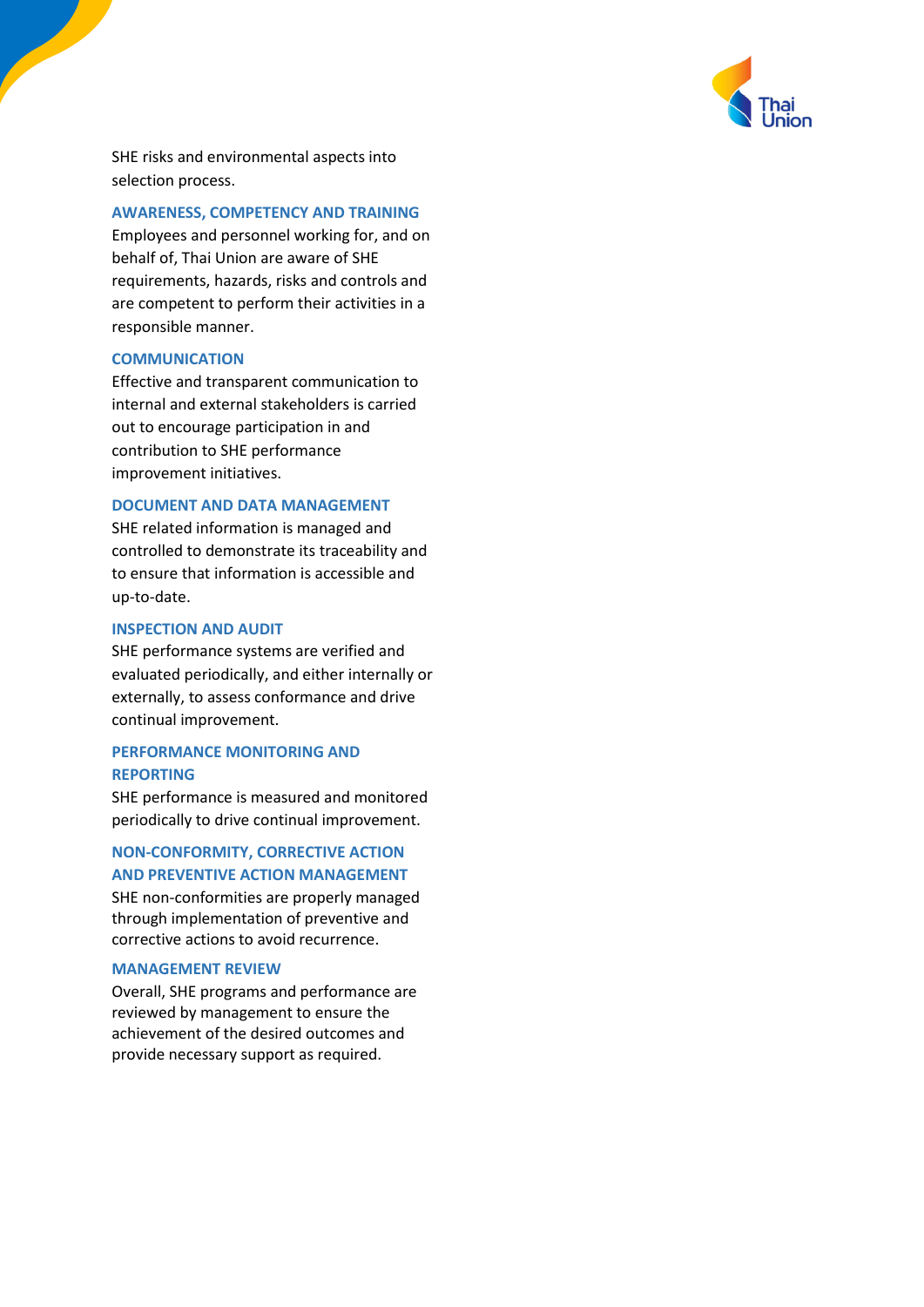SHE risks and environmental aspects into selection process.

### AWARENESS, COMPETENCY AND TRAINING

Employees and personnel working for, and on behalf of, Thai Union are aware of SHE requirements, hazards, risks and controls and are competent to perform their activities in a responsible manner.

### COMMUNICATION

Effective and transparent communication to internal and external stakeholders is carried out to encourage participation in and contribution to SHE performance improvement initiatives.

### DOCUMENT AND DATA MANAGEMENT

SHE related information is managed and controlled to demonstrate its traceability and to ensure that information is accessible and up-to-date.

### INSPECTION AND AUDIT

SHE performance systems are verified and evaluated periodically, and either internally or externally, to assess conformance and drive continual improvement.

### PERFORMANCE MONITORING AND REPORTING

SHE performance is measured and monitored periodically to drive continual improvement.

### NON-CONFORMITY, CORRECTIVE ACTION AND PREVENTIVE ACTION MANAGEMENT

SHE non-conformities are properly managed through implementation of preventive and corrective actions to avoid recurrence.

### MANAGEMENT REVIEW

Overall, SHE programs and performance are reviewed by management to ensure the achievement of the desired outcomes and provide necessary support as required.